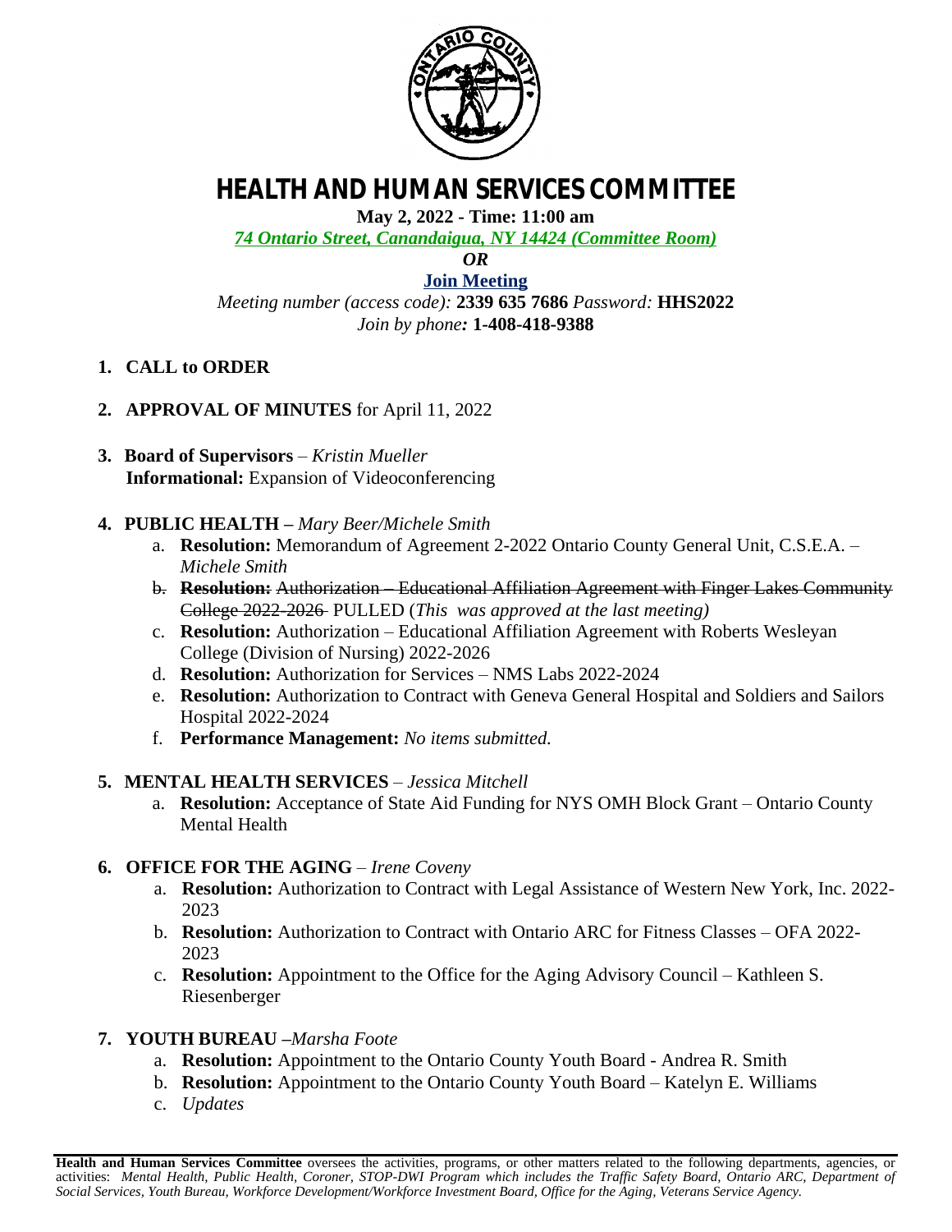# HEALTH AND HUMAN SERVICES COMMITTEE

**May 2, 2022 - Time: 11:00 am**

*74 Ontario Street, Canandaigua, NY 14424 (Committee Room)*

***OR***

**Join Meeting**

*Meeting number (access code):* **2339 635 7686** *Password:* **HHS2022**
*Join by phone:* **1-408-418-9388**

1. **CALL to ORDER**

2. **APPROVAL OF MINUTES** for April 11, 2022

3. **Board of Supervisors** – *Kristin Mueller*
   **Informational:** Expansion of Videoconferencing

4. **PUBLIC HEALTH –** *Mary Beer/Michele Smith*
   a. **Resolution:** Memorandum of Agreement 2-2022 Ontario County General Unit, C.S.E.A. – *Michele Smith*
   b. ~~**Resolution:** Authorization – Educational Affiliation Agreement with Finger Lakes Community College 2022-2026~~ PULLED (*This was approved at the last meeting)*
   c. **Resolution:** Authorization – Educational Affiliation Agreement with Roberts Wesleyan College (Division of Nursing) 2022-2026
   d. **Resolution:** Authorization for Services – NMS Labs 2022-2024
   e. **Resolution:** Authorization to Contract with Geneva General Hospital and Soldiers and Sailors Hospital 2022-2024
   f. **Performance Management:** *No items submitted.*

5. **MENTAL HEALTH SERVICES** – *Jessica Mitchell*
   a. **Resolution:** Acceptance of State Aid Funding for NYS OMH Block Grant – Ontario County Mental Health

6. **OFFICE FOR THE AGING** – *Irene Coveny*
   a. **Resolution:** Authorization to Contract with Legal Assistance of Western New York, Inc. 2022-2023
   b. **Resolution:** Authorization to Contract with Ontario ARC for Fitness Classes – OFA 2022-2023
   c. **Resolution:** Appointment to the Office for the Aging Advisory Council – Kathleen S. Riesenberger

7. **YOUTH BUREAU –***Marsha Foote*
   a. **Resolution:** Appointment to the Ontario County Youth Board - Andrea R. Smith
   b. **Resolution:** Appointment to the Ontario County Youth Board – Katelyn E. Williams
   c. *Updates*

**Health and Human Services Committee** oversees the activities, programs, or other matters related to the following departments, agencies, or activities: *Mental Health, Public Health, Coroner, STOP-DWI Program which includes the Traffic Safety Board, Ontario ARC, Department of Social Services, Youth Bureau, Workforce Development/Workforce Investment Board, Office for the Aging, Veterans Service Agency.*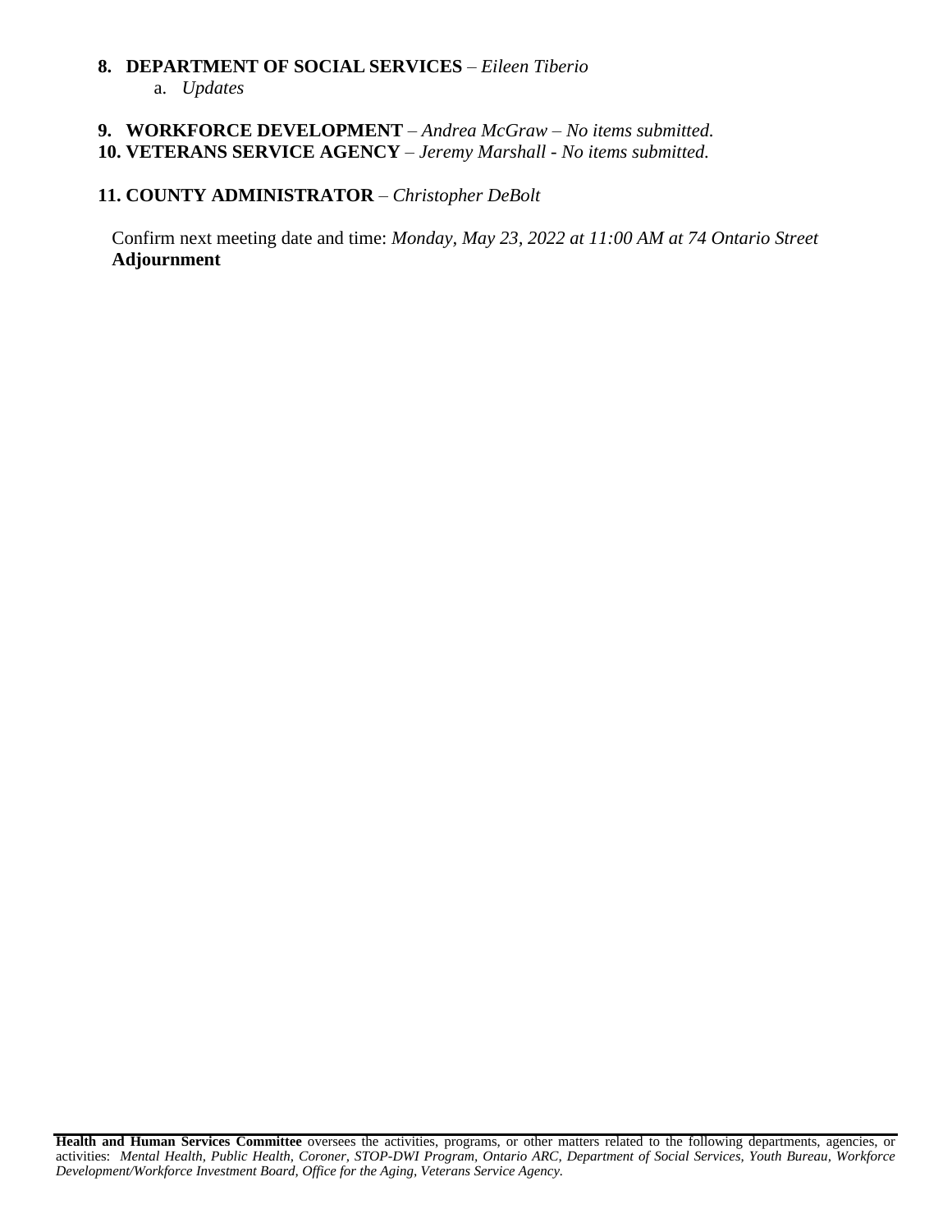8. **DEPARTMENT OF SOCIAL SERVICES** – *Eileen Tiberio*
   a. *Updates*

9. **WORKFORCE DEVELOPMENT** – *Andrea McGraw – No items submitted.*
10. **VETERANS SERVICE AGENCY** – *Jeremy Marshall - No items submitted.*

11. **COUNTY ADMINISTRATOR** – *Christopher DeBolt*

Confirm next meeting date and time: *Monday, May 23, 2022 at 11:00 AM at 74 Ontario Street*
**Adjournment**

---

**Health and Human Services Committee** oversees the activities, programs, or other matters related to the following departments, agencies, or activities: *Mental Health, Public Health, Coroner, STOP-DWI Program, Ontario ARC, Department of Social Services, Youth Bureau, Workforce Development/Workforce Investment Board, Office for the Aging, Veterans Service Agency.*